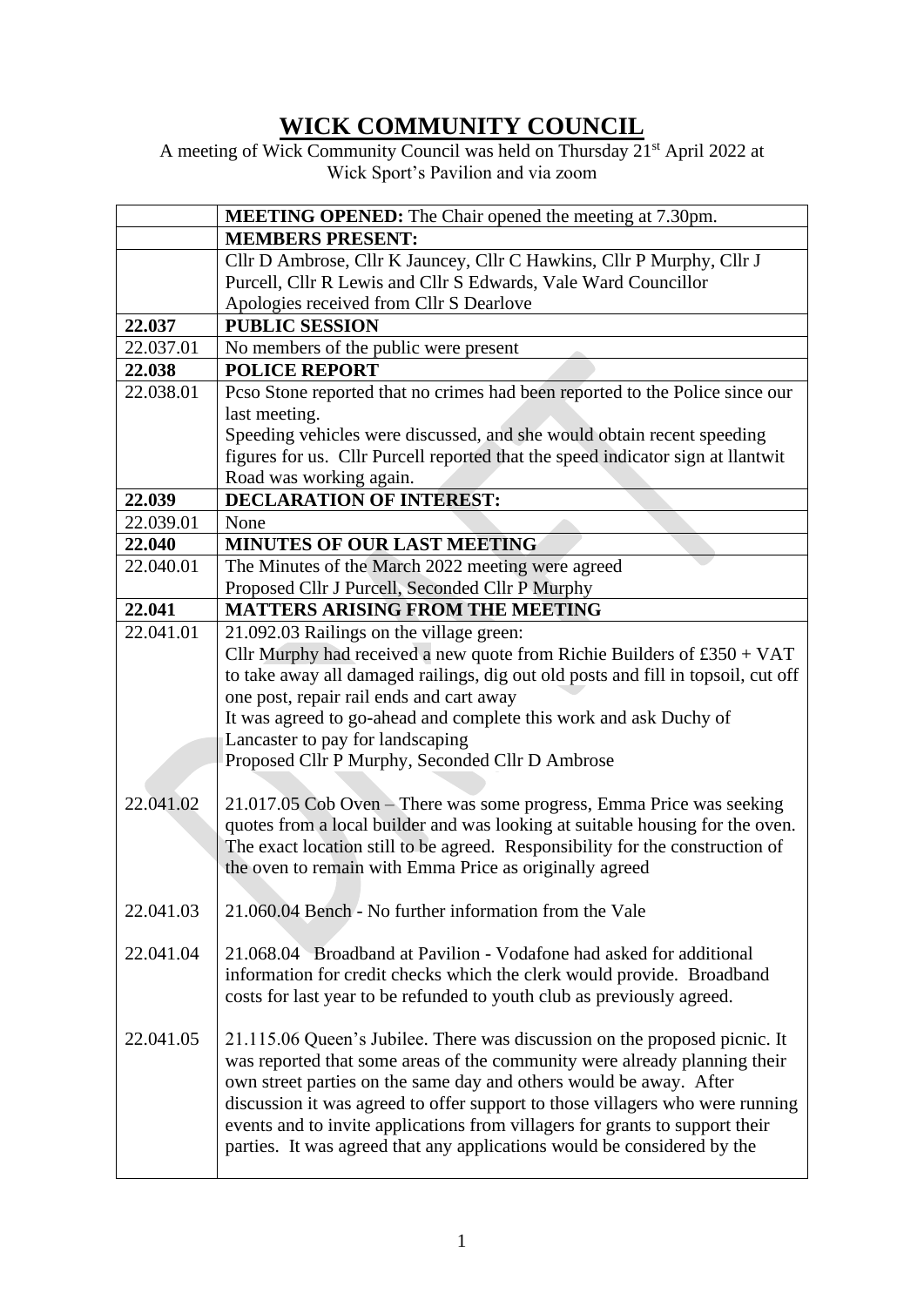# WICK COMMUNITY COUNCIL

A meeting of Wick Community Council was held on Thursday 21st April 2022 at Wick Sport's Pavilion and via zoom

| | |
|---|---|
| | **MEETING OPENED:** The Chair opened the meeting at 7.30pm. |
| | **MEMBERS PRESENT:** |
| | Cllr D Ambrose, Cllr K Jauncey, Cllr C Hawkins, Cllr P Murphy, Cllr J Purcell, Cllr R Lewis and Cllr S Edwards, Vale Ward Councillor<br>Apologies received from Cllr S Dearlove |
| **22.037** | **PUBLIC SESSION** |
| 22.037.01 | No members of the public were present |
| **22.038** | **POLICE REPORT** |
| 22.038.01 | Pcso Stone reported that no crimes had been reported to the Police since our last meeting.<br>Speeding vehicles were discussed, and she would obtain recent speeding figures for us. Cllr Purcell reported that the speed indicator sign at llantwit Road was working again. |
| **22.039** | **DECLARATION OF INTEREST:** |
| 22.039.01 | None |
| **22.040** | **MINUTES OF OUR LAST MEETING** |
| 22.040.01 | The Minutes of the March 2022 meeting were agreed<br>Proposed Cllr J Purcell, Seconded Cllr P Murphy |
| **22.041** | **MATTERS ARISING FROM THE MEETING** |
| 22.041.01 | 21.092.03 Railings on the village green:<br>Cllr Murphy had received a new quote from Richie Builders of £350 + VAT to take away all damaged railings, dig out old posts and fill in topsoil, cut off one post, repair rail ends and cart away<br>It was agreed to go-ahead and complete this work and ask Duchy of Lancaster to pay for landscaping<br>Proposed Cllr P Murphy, Seconded Cllr D Ambrose |
| 22.041.02 | 21.017.05 Cob Oven – There was some progress, Emma Price was seeking quotes from a local builder and was looking at suitable housing for the oven. The exact location still to be agreed. Responsibility for the construction of the oven to remain with Emma Price as originally agreed |
| 22.041.03 | 21.060.04 Bench - No further information from the Vale |
| 22.041.04 | 21.068.04 Broadband at Pavilion - Vodafone had asked for additional information for credit checks which the clerk would provide. Broadband costs for last year to be refunded to youth club as previously agreed. |
| 22.041.05 | 21.115.06 Queen's Jubilee. There was discussion on the proposed picnic. It was reported that some areas of the community were already planning their own street parties on the same day and others would be away. After discussion it was agreed to offer support to those villagers who were running events and to invite applications from villagers for grants to support their parties. It was agreed that any applications would be considered by the |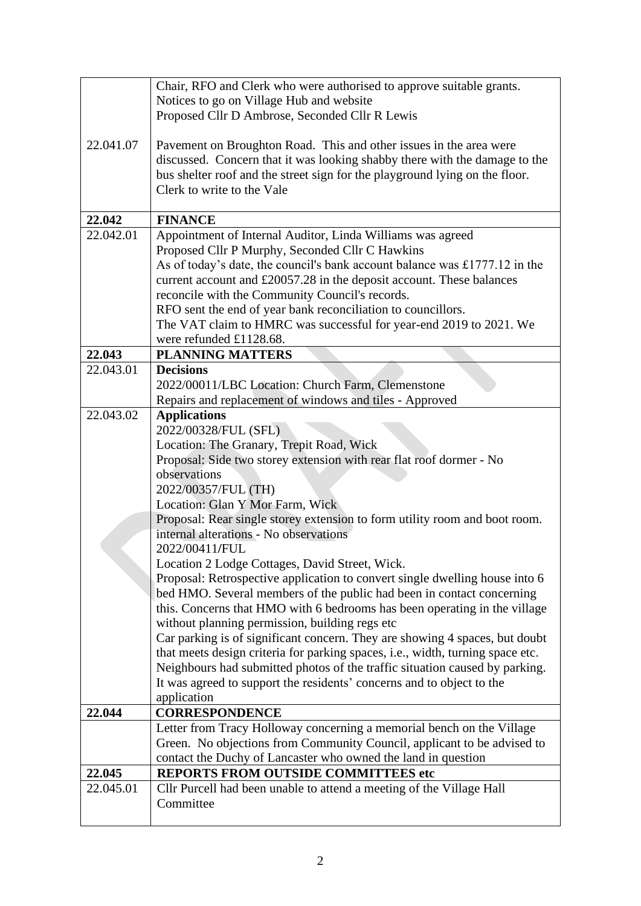| | |
|---|---|
| | Chair, RFO and Clerk who were authorised to approve suitable grants.<br>Notices to go on Village Hub and website<br>Proposed Cllr D Ambrose, Seconded Cllr R Lewis |
| 22.041.07 | Pavement on Broughton Road. This and other issues in the area were discussed. Concern that it was looking shabby there with the damage to the bus shelter roof and the street sign for the playground lying on the floor.<br>Clerk to write to the Vale |
| **22.042** | **FINANCE** |
| 22.042.01 | Appointment of Internal Auditor, Linda Williams was agreed<br>Proposed Cllr P Murphy, Seconded Cllr C Hawkins<br>As of today's date, the council's bank account balance was £1777.12 in the current account and £20057.28 in the deposit account. These balances reconcile with the Community Council's records.<br>RFO sent the end of year bank reconciliation to councillors.<br>The VAT claim to HMRC was successful for year-end 2019 to 2021. We were refunded £1128.68. |
| **22.043** | **PLANNING MATTERS** |
| 22.043.01 | **Decisions**<br>2022/00011/LBC Location: Church Farm, Clemenstone<br>Repairs and replacement of windows and tiles - Approved |
| 22.043.02 | **Applications**<br>2022/00328/FUL (SFL)<br>Location: The Granary, Trepit Road, Wick<br>Proposal: Side two storey extension with rear flat roof dormer - No observations<br>2022/00357/FUL (TH)<br>Location: Glan Y Mor Farm, Wick<br>Proposal: Rear single storey extension to form utility room and boot room. internal alterations - No observations<br>2022/00411/FUL<br>Location 2 Lodge Cottages, David Street, Wick.<br>Proposal: Retrospective application to convert single dwelling house into 6 bed HMO. Several members of the public had been in contact concerning this. Concerns that HMO with 6 bedrooms has been operating in the village without planning permission, building regs etc<br>Car parking is of significant concern. They are showing 4 spaces, but doubt that meets design criteria for parking spaces, i.e., width, turning space etc. Neighbours had submitted photos of the traffic situation caused by parking. It was agreed to support the residents' concerns and to object to the application |
| **22.044** | **CORRESPONDENCE** |
| | Letter from Tracy Holloway concerning a memorial bench on the Village Green. No objections from Community Council, applicant to be advised to contact the Duchy of Lancaster who owned the land in question |
| **22.045** | **REPORTS FROM OUTSIDE COMMITTEES etc** |
| 22.045.01 | Cllr Purcell had been unable to attend a meeting of the Village Hall Committee |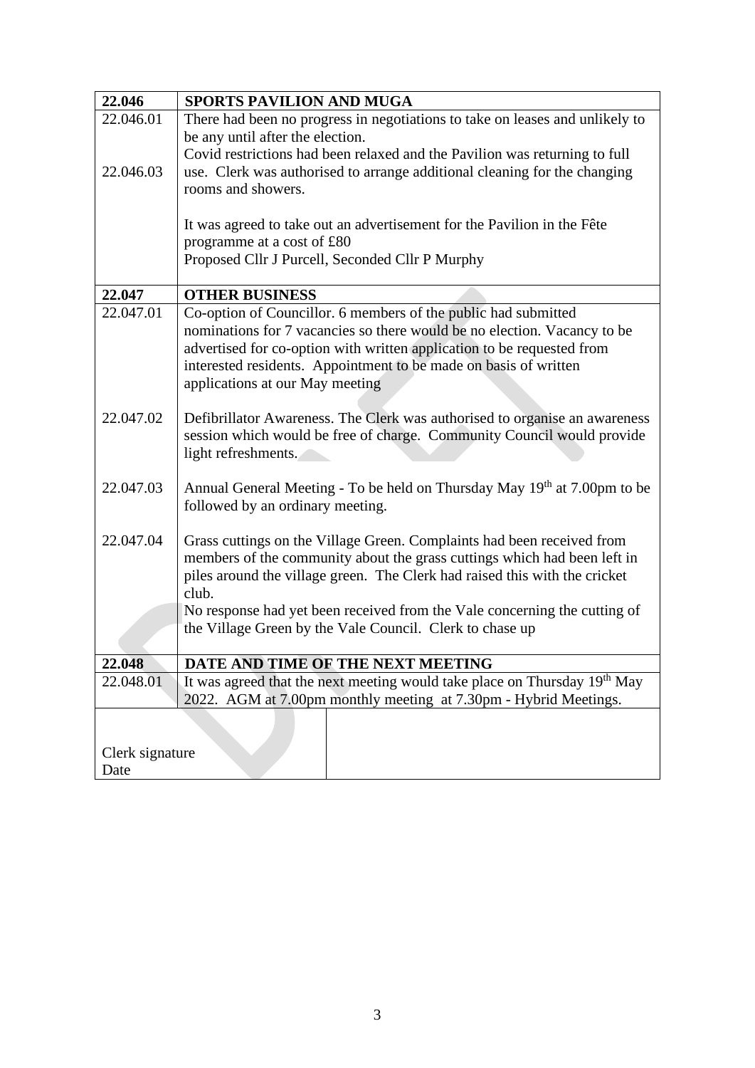| | |
|---|---|
| **22.046** | **SPORTS PAVILION AND MUGA** |
| 22.046.01<br><br>22.046.03 | There had been no progress in negotiations to take on leases and unlikely to be any until after the election.<br>Covid restrictions had been relaxed and the Pavilion was returning to full use. Clerk was authorised to arrange additional cleaning for the changing rooms and showers.<br><br>It was agreed to take out an advertisement for the Pavilion in the Fête programme at a cost of £80<br>Proposed Cllr J Purcell, Seconded Cllr P Murphy |
| **22.047** | **OTHER BUSINESS** |
| 22.047.01 | Co-option of Councillor. 6 members of the public had submitted nominations for 7 vacancies so there would be no election. Vacancy to be advertised for co-option with written application to be requested from interested residents. Appointment to be made on basis of written applications at our May meeting |
| 22.047.02 | Defibrillator Awareness. The Clerk was authorised to organise an awareness session which would be free of charge. Community Council would provide light refreshments. |
| 22.047.03 | Annual General Meeting - To be held on Thursday May 19th at 7.00pm to be followed by an ordinary meeting. |
| 22.047.04 | Grass cuttings on the Village Green. Complaints had been received from members of the community about the grass cuttings which had been left in piles around the village green. The Clerk had raised this with the cricket club.<br>No response had yet been received from the Vale concerning the cutting of the Village Green by the Vale Council. Clerk to chase up |
| **22.048** | **DATE AND TIME OF THE NEXT MEETING** |
| 22.048.01 | It was agreed that the next meeting would take place on Thursday 19th May 2022. AGM at 7.00pm monthly meeting at 7.30pm - Hybrid Meetings. |

| | |
|---|---|
| Clerk signature<br>Date | |